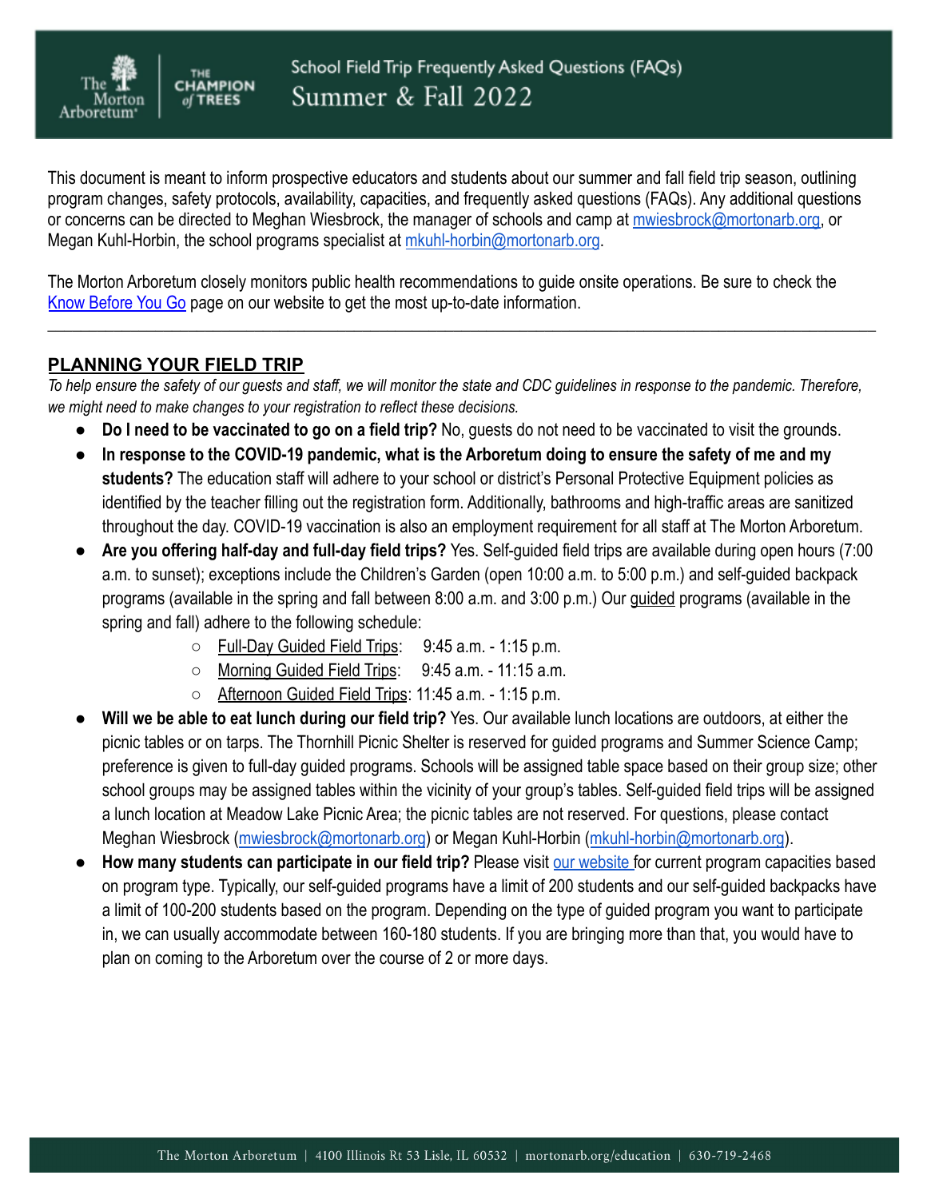# School Field Trip Frequently Asked Questions (FAQs)
# Summer & Fall 2022

This document is meant to inform prospective educators and students about our summer and fall field trip season, outlining program changes, safety protocols, availability, capacities, and frequently asked questions (FAQs). Any additional questions or concerns can be directed to Meghan Wiesbrock, the manager of schools and camp at mwiesbrock@mortonarb.org, or Megan Kuhl-Horbin, the school programs specialist at mkuhl-horbin@mortonarb.org.

The Morton Arboretum closely monitors public health recommendations to guide onsite operations. Be sure to check the Know Before You Go page on our website to get the most up-to-date information.

---

## PLANNING YOUR FIELD TRIP

*To help ensure the safety of our guests and staff, we will monitor the state and CDC guidelines in response to the pandemic. Therefore, we might need to make changes to your registration to reflect these decisions.*

- **Do I need to be vaccinated to go on a field trip?** No, guests do not need to be vaccinated to visit the grounds.
- **In response to the COVID-19 pandemic, what is the Arboretum doing to ensure the safety of me and my students?** The education staff will adhere to your school or district's Personal Protective Equipment policies as identified by the teacher filling out the registration form. Additionally, bathrooms and high-traffic areas are sanitized throughout the day. COVID-19 vaccination is also an employment requirement for all staff at The Morton Arboretum.
- **Are you offering half-day and full-day field trips?** Yes. Self-guided field trips are available during open hours (7:00 a.m. to sunset); exceptions include the Children's Garden (open 10:00 a.m. to 5:00 p.m.) and self-guided backpack programs (available in the spring and fall between 8:00 a.m. and 3:00 p.m.) Our guided programs (available in the spring and fall) adhere to the following schedule:
  - Full-Day Guided Field Trips: 9:45 a.m. - 1:15 p.m.
  - Morning Guided Field Trips: 9:45 a.m. - 11:15 a.m.
  - Afternoon Guided Field Trips: 11:45 a.m. - 1:15 p.m.
- **Will we be able to eat lunch during our field trip?** Yes. Our available lunch locations are outdoors, at either the picnic tables or on tarps. The Thornhill Picnic Shelter is reserved for guided programs and Summer Science Camp; preference is given to full-day guided programs. Schools will be assigned table space based on their group size; other school groups may be assigned tables within the vicinity of your group's tables. Self-guided field trips will be assigned a lunch location at Meadow Lake Picnic Area; the picnic tables are not reserved. For questions, please contact Meghan Wiesbrock (mwiesbrock@mortonarb.org) or Megan Kuhl-Horbin (mkuhl-horbin@mortonarb.org).
- **How many students can participate in our field trip?** Please visit our website for current program capacities based on program type. Typically, our self-guided programs have a limit of 200 students and our self-guided backpacks have a limit of 100-200 students based on the program. Depending on the type of guided program you want to participate in, we can usually accommodate between 160-180 students. If you are bringing more than that, you would have to plan on coming to the Arboretum over the course of 2 or more days.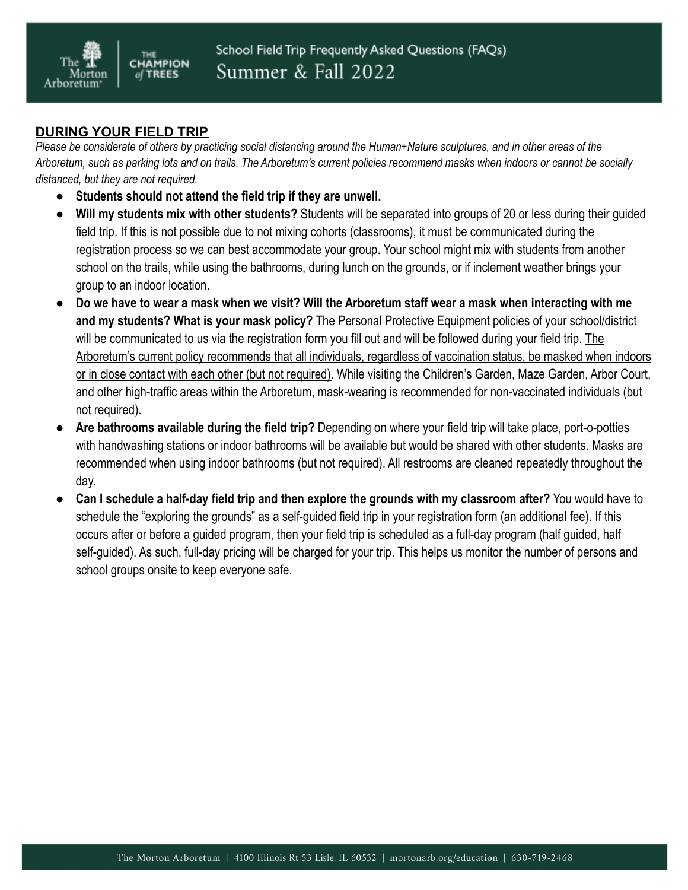## DURING YOUR FIELD TRIP

*Please be considerate of others by practicing social distancing around the Human+Nature sculptures, and in other areas of the Arboretum, such as parking lots and on trails. The Arboretum's current policies recommend masks when indoors or cannot be socially distanced, but they are not required.*

- **Students should not attend the field trip if they are unwell.**
- **Will my students mix with other students?** Students will be separated into groups of 20 or less during their guided field trip. If this is not possible due to not mixing cohorts (classrooms), it must be communicated during the registration process so we can best accommodate your group. Your school might mix with students from another school on the trails, while using the bathrooms, during lunch on the grounds, or if inclement weather brings your group to an indoor location.
- **Do we have to wear a mask when we visit? Will the Arboretum staff wear a mask when interacting with me and my students? What is your mask policy?** The Personal Protective Equipment policies of your school/district will be communicated to us via the registration form you fill out and will be followed during your field trip. The Arboretum's current policy recommends that all individuals, regardless of vaccination status, be masked when indoors or in close contact with each other (but not required). While visiting the Children's Garden, Maze Garden, Arbor Court, and other high-traffic areas within the Arboretum, mask-wearing is recommended for non-vaccinated individuals (but not required).
- **Are bathrooms available during the field trip?** Depending on where your field trip will take place, port-o-potties with handwashing stations or indoor bathrooms will be available but would be shared with other students. Masks are recommended when using indoor bathrooms (but not required). All restrooms are cleaned repeatedly throughout the day.
- **Can I schedule a half-day field trip and then explore the grounds with my classroom after?** You would have to schedule the "exploring the grounds" as a self-guided field trip in your registration form (an additional fee). If this occurs after or before a guided program, then your field trip is scheduled as a full-day program (half guided, half self-guided). As such, full-day pricing will be charged for your trip. This helps us monitor the number of persons and school groups onsite to keep everyone safe.